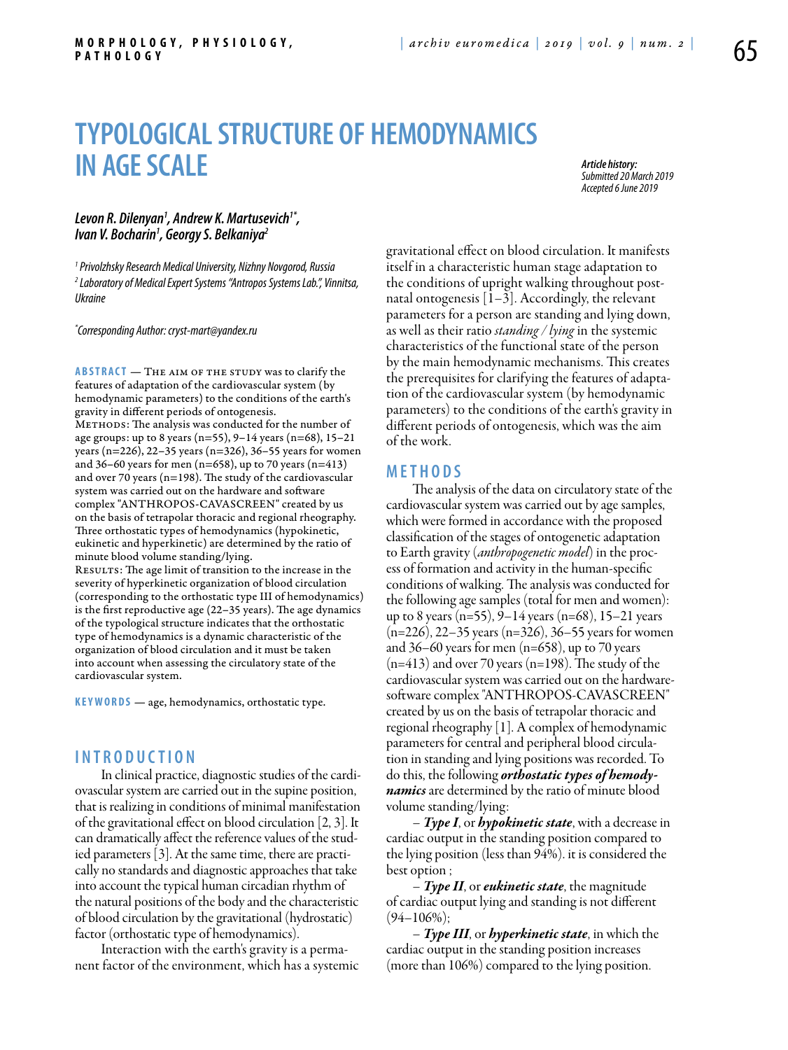# TYPOLOGICAL STRUCTURE OF HEMODYNAMICS IN AGE SCALE

*Article history:*
*Submitted 20 March 2019*
*Accepted 6 June 2019*

***Levon R. Dilenyan[1], Andrew K. Martusevich[1*], Ivan V. Bocharin[1], Georgy S. Belkaniya[2]***

*[1] Privolzhsky Research Medical University, Nizhny Novgorod, Russia*
*[2] Laboratory of Medical Expert Systems "Antropos Systems Lab.", Vinnitsa, Ukraine*

*[*]Corresponding Author: cryst-mart@yandex.ru*

**ABSTRACT** — The aim of the study was to clarify the features of adaptation of the cardiovascular system (by hemodynamic parameters) to the conditions of the earth's gravity in different periods of ontogenesis.
Methods: The analysis was conducted for the number of age groups: up to 8 years (n=55), 9–14 years (n=68), 15–21 years (n=226), 22–35 years (n=326), 36–55 years for women and 36–60 years for men (n=658), up to 70 years (n=413) and over 70 years (n=198). The study of the cardiovascular system was carried out on the hardware and software complex "ANTHROPOS-CAVASCREEN" created by us on the basis of tetrapolar thoracic and regional rheography. Three orthostatic types of hemodynamics (hypokinetic, eukinetic and hyperkinetic) are determined by the ratio of minute blood volume standing/lying.
Results: The age limit of transition to the increase in the severity of hyperkinetic organization of blood circulation (corresponding to the orthostatic type III of hemodynamics) is the first reproductive age (22–35 years). The age dynamics of the typological structure indicates that the orthostatic type of hemodynamics is a dynamic characteristic of the organization of blood circulation and it must be taken into account when assessing the circulatory state of the cardiovascular system.

**KEYWORDS** — age, hemodynamics, orthostatic type.

## INTRODUCTION

In clinical practice, diagnostic studies of the cardiovascular system are carried out in the supine position, that is realizing in conditions of minimal manifestation of the gravitational effect on blood circulation [2, 3]. It can dramatically affect the reference values of the studied parameters [3]. At the same time, there are practically no standards and diagnostic approaches that take into account the typical human circadian rhythm of the natural positions of the body and the characteristic of blood circulation by the gravitational (hydrostatic) factor (orthostatic type of hemodynamics).

Interaction with the earth's gravity is a permanent factor of the environment, which has a systemic gravitational effect on blood circulation. It manifests itself in a characteristic human stage adaptation to the conditions of upright walking throughout postnatal ontogenesis [1–3]. Accordingly, the relevant parameters for a person are standing and lying down, as well as their ratio *standing / lying* in the systemic characteristics of the functional state of the person by the main hemodynamic mechanisms. This creates the prerequisites for clarifying the features of adaptation of the cardiovascular system (by hemodynamic parameters) to the conditions of the earth's gravity in different periods of ontogenesis, which was the aim of the work.

## METHODS

The analysis of the data on circulatory state of the cardiovascular system was carried out by age samples, which were formed in accordance with the proposed classification of the stages of ontogenetic adaptation to Earth gravity (*anthropogenetic model*) in the process of formation and activity in the human-specific conditions of walking. The analysis was conducted for the following age samples (total for men and women): up to 8 years (n=55), 9–14 years (n=68), 15–21 years (n=226), 22–35 years (n=326), 36–55 years for women and 36–60 years for men (n=658), up to 70 years (n=413) and over 70 years (n=198). The study of the cardiovascular system was carried out on the hardware-software complex "ANTHROPOS-CAVASCREEN" created by us on the basis of tetrapolar thoracic and regional rheography [1]. A complex of hemodynamic parameters for central and peripheral blood circulation in standing and lying positions was recorded. To do this, the following ***orthostatic types of hemodynamics*** are determined by the ratio of minute blood volume standing/lying:

– ***Type I***, or ***hypokinetic state***, with a decrease in cardiac output in the standing position compared to the lying position (less than 94%). it is considered the best option ;

– ***Type II***, or ***eukinetic state***, the magnitude of cardiac output lying and standing is not different (94–106%);

– ***Type III***, or ***hyperkinetic state***, in which the cardiac output in the standing position increases (more than 106%) compared to the lying position.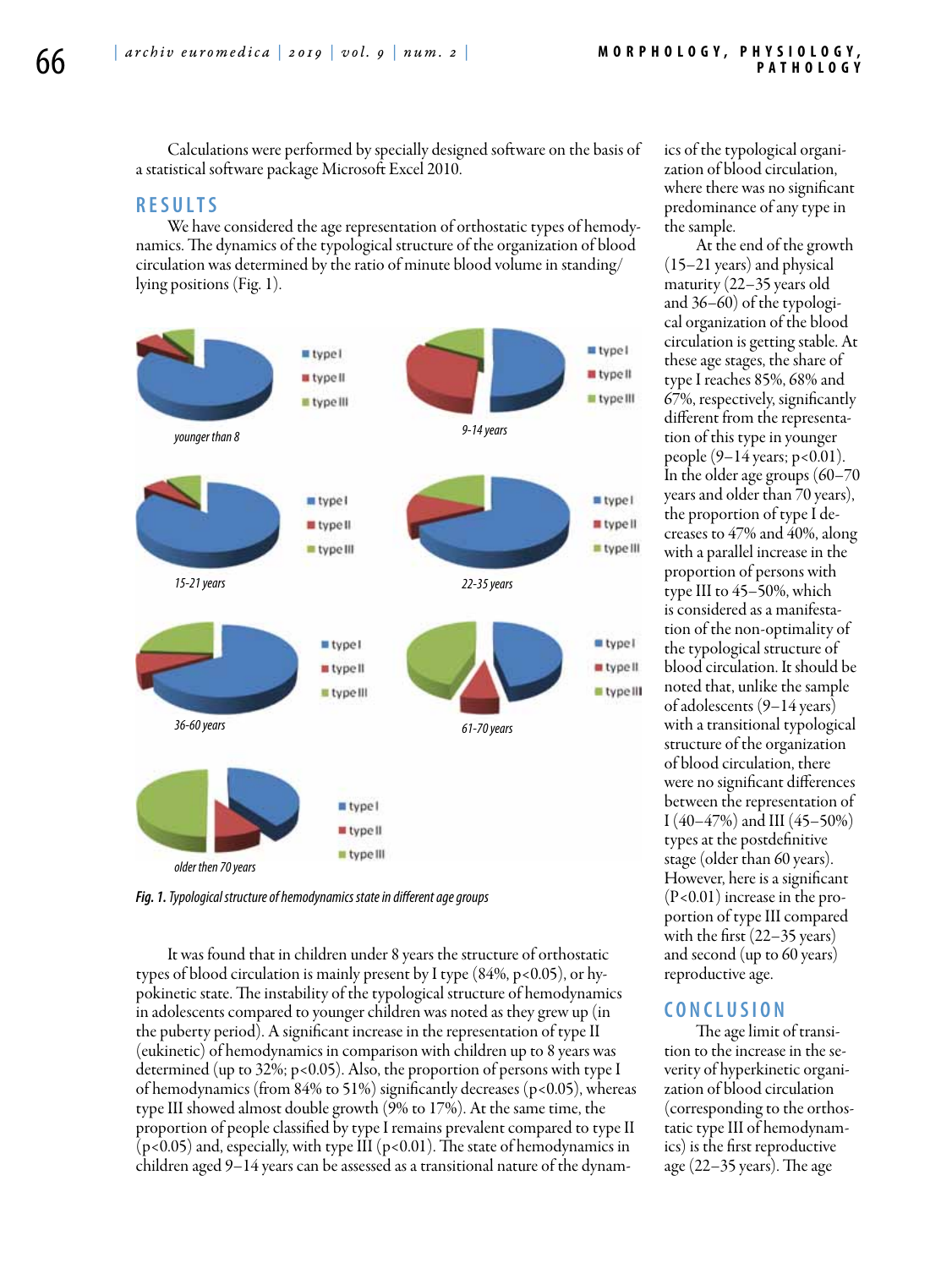Calculations were performed by specially designed software on the basis of a statistical software package Microsoft Excel 2010.

## RESULTS

We have considered the age representation of orthostatic types of hemodynamics. The dynamics of the typological structure of the organization of blood circulation was determined by the ratio of minute blood volume in standing/lying positions (Fig. 1).

*Fig. 1. Typological structure of hemodynamics state in different age groups*

It was found that in children under 8 years the structure of orthostatic types of blood circulation is mainly present by I type (84%, $p<0.05$), or hypokinetic state. The instability of the typological structure of hemodynamics in adolescents compared to younger children was noted as they grew up (in the puberty period). A significant increase in the representation of type II (eukinetic) of hemodynamics in comparison with children up to 8 years was determined (up to 32%; $p<0.05$). Also, the proportion of persons with type I of hemodynamics (from 84% to 51%) significantly decreases ($p<0.05$), whereas type III showed almost double growth (9% to 17%). At the same time, the proportion of people classified by type I remains prevalent compared to type II ($p<0.05$) and, especially, with type III ($p<0.01$). The state of hemodynamics in children aged 9–14 years can be assessed as a transitional nature of the dynamics of the typological organization of blood circulation, where there was no significant predominance of any type in the sample.

At the end of the growth (15–21 years) and physical maturity (22–35 years old and 36–60) of the typological organization of the blood circulation is getting stable. At these age stages, the share of type I reaches 85%, 68% and 67%, respectively, significantly different from the representation of this type in younger people (9–14 years; $p<0.01$). In the older age groups (60–70 years and older than 70 years), the proportion of type I decreases to 47% and 40%, along with a parallel increase in the proportion of persons with type III to 45–50%, which is considered as a manifestation of the non-optimality of the typological structure of blood circulation. It should be noted that, unlike the sample of adolescents (9–14 years) with a transitional typological structure of the organization of blood circulation, there were no significant differences between the representation of I (40–47%) and III (45–50%) types at the postdefinitive stage (older than 60 years). However, here is a significant ($P<0.01$) increase in the proportion of type III compared with the first (22–35 years) and second (up to 60 years) reproductive age.

## CONCLUSION

The age limit of transition to the increase in the severity of hyperkinetic organization of blood circulation (corresponding to the orthostatic type III of hemodynamics) is the first reproductive age (22–35 years). The age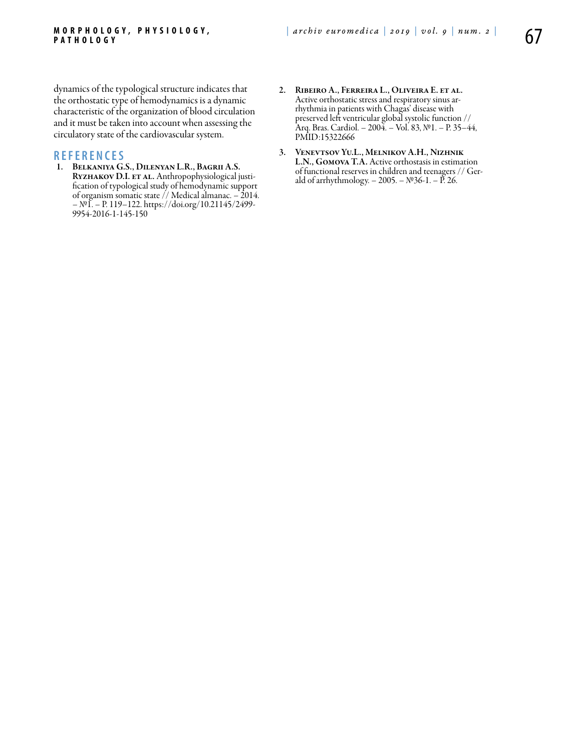dynamics of the typological structure indicates that the orthostatic type of hemodynamics is a dynamic characteristic of the organization of blood circulation and it must be taken into account when assessing the circulatory state of the cardiovascular system.

## REFERENCES

1. **Belkaniya G.S., Dilenyan L.R., Bagrii A.S. Ryzhakov D.I. et al.** Anthropophysiological justification of typological study of hemodynamic support of organism somatic state // Medical almanac. – 2014. – №1. – P. 119–122. https://doi.org/10.21145/2499-9954-2016-1-145-150
2. **Ribeiro A., Ferreira L., Oliveira E. et al.** Active orthostatic stress and respiratory sinus arrhythmia in patients with Chagas' disease with preserved left ventricular global systolic function // Arq. Bras. Cardiol. – 2004. – Vol. 83, №1. – P. 35–44, PMID:15322666
3. **Venevtsov Yu.L., Melnikov A.H., Nizhnik L.N., Gomova T.A.** Active orthostasis in estimation of functional reserves in children and teenagers // Gerald of arrhythmology. – 2005. – №36-1. – P. 26.